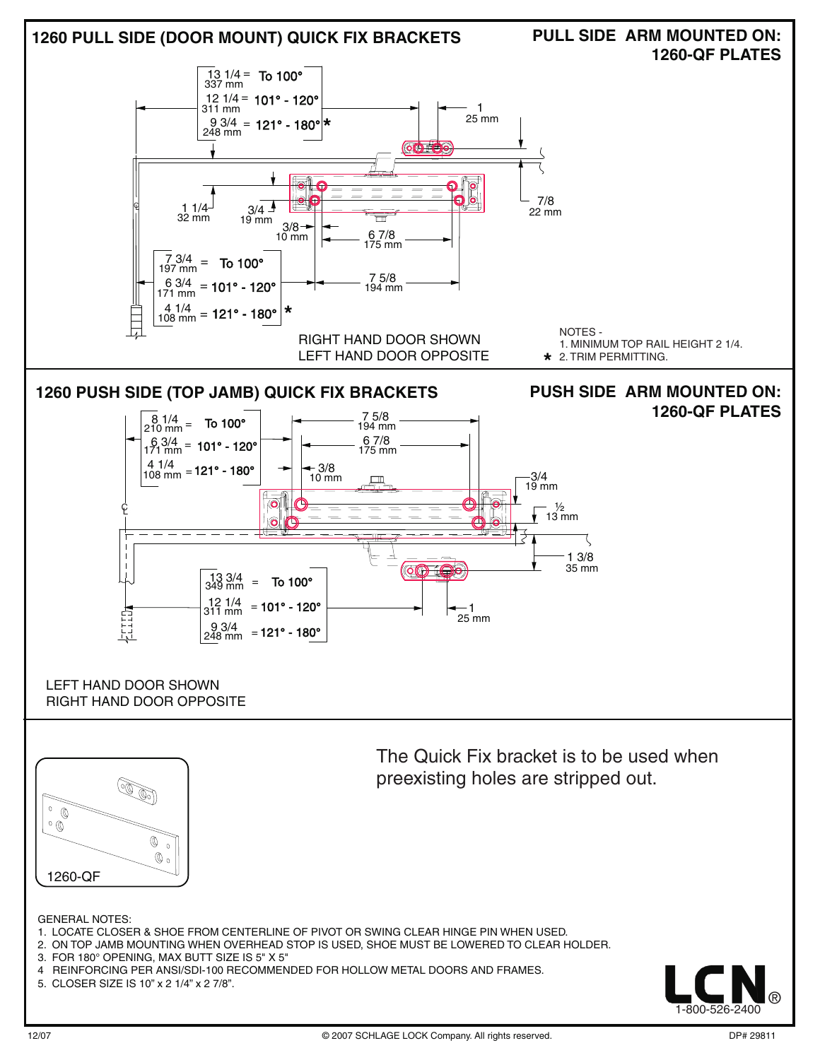## 1260 PULL SIDE (DOOR MOUNT) QUICK FIX BRACKETS

**PULL SIDE ARM MOUNTED ON: 1260-QF PLATES**

13 1/4 = 337 mm To 100°
12 1/4 = 311 mm 101° - 120°
9 3/4 = 248 mm 121° - 180° *

1
25 mm

1 1/4
32 mm

3/4
19 mm

3/8
10 mm

6 7/8
175 mm

7/8
22 mm

7 3/4 = 197 mm To 100°
6 3/4 = 171 mm 101° - 120°
4 1/4 = 108 mm 121° - 180° *

7 5/8
194 mm

RIGHT HAND DOOR SHOWN
LEFT HAND DOOR OPPOSITE

NOTES -
1. MINIMUM TOP RAIL HEIGHT 2 1/4.
* 2. TRIM PERMITTING.

## 1260 PUSH SIDE (TOP JAMB) QUICK FIX BRACKETS

**PUSH SIDE ARM MOUNTED ON: 1260-QF PLATES**

8 1/4 = 210 mm To 100°
6 3/4 = 171 mm 101° - 120°
4 1/4 = 108 mm 121° - 180°

7 5/8
194 mm

6 7/8
175 mm

3/8
10 mm

3/4
19 mm

½
13 mm

1 3/8
35 mm

13 3/4 = 349 mm To 100°
12 1/4 = 311 mm 101° - 120°
9 3/4 = 248 mm 121° - 180°

1
25 mm

LEFT HAND DOOR SHOWN
RIGHT HAND DOOR OPPOSITE

1260-QF

The Quick Fix bracket is to be used when preexisting holes are stripped out.

GENERAL NOTES:
1. LOCATE CLOSER & SHOE FROM CENTERLINE OF PIVOT OR SWING CLEAR HINGE PIN WHEN USED.
2. ON TOP JAMB MOUNTING WHEN OVERHEAD STOP IS USED, SHOE MUST BE LOWERED TO CLEAR HOLDER.
3. FOR 180° OPENING, MAX BUTT SIZE IS 5" X 5"
4. REINFORCING PER ANSI/SDI-100 RECOMMENDED FOR HOLLOW METAL DOORS AND FRAMES.
5. CLOSER SIZE IS 10" x 2 1/4" x 2 7/8".

LCN®
1-800-526-2400

12/07 © 2007 SCHLAGE LOCK Company. All rights reserved. DP# 29811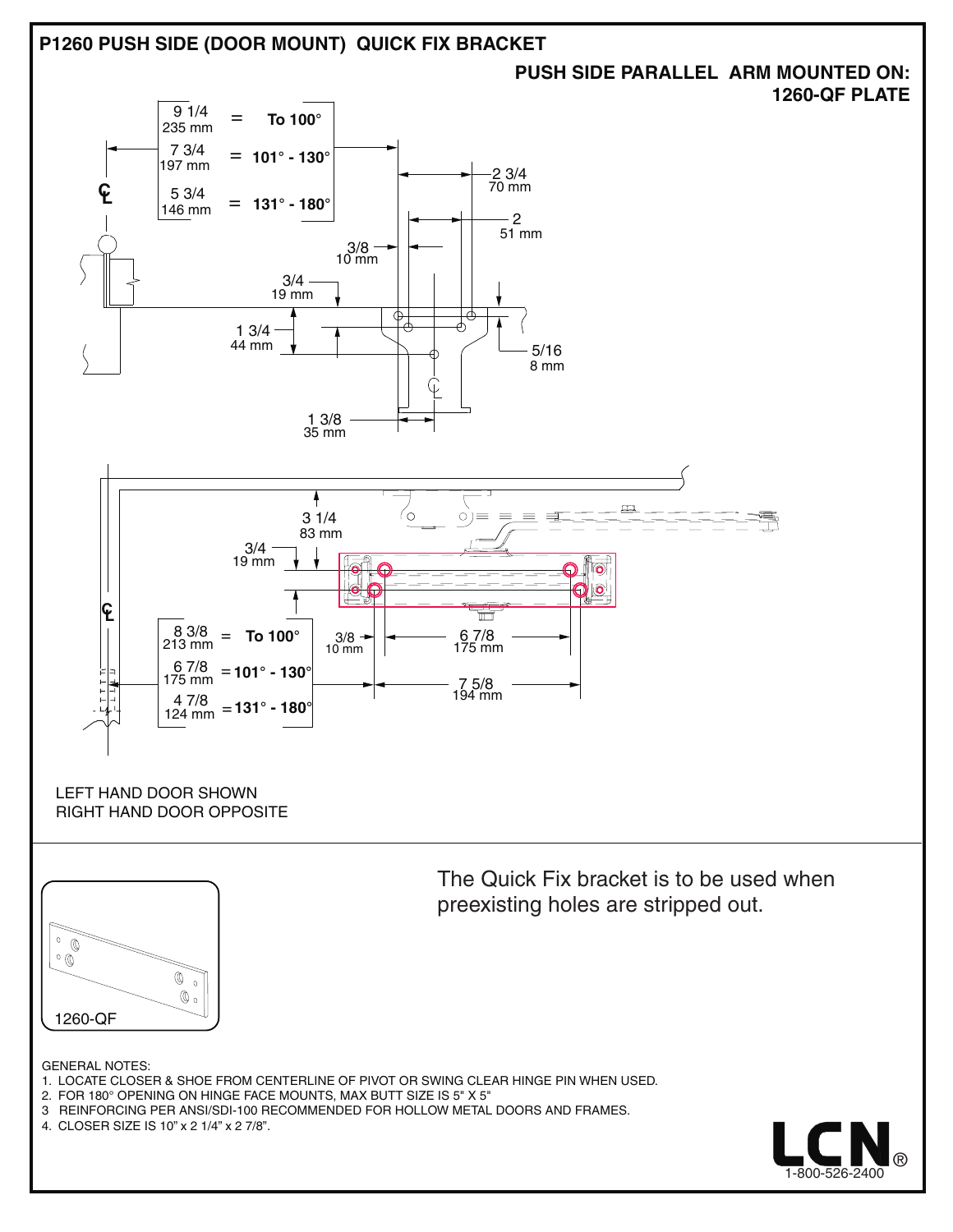# P1260 PUSH SIDE (DOOR MOUNT) QUICK FIX BRACKET

## PUSH SIDE PARALLEL ARM MOUNTED ON: 1260-QF PLATE

| | | |
|---|---|---|
| 9 1/4 235 mm | = | To 100° |
| 7 3/4 197 mm | = | 101° - 130° |
| 5 3/4 146 mm | = | 131° - 180° |

2 3/4
70 mm

2
51 mm

3/8
10 mm

3/4
19 mm

1 3/4
44 mm

5/16
8 mm

1 3/8
35 mm

3 1/4
83 mm

3/4
19 mm

| | | |
|---|---|---|
| 8 3/8 213 mm | = | To 100° |
| 6 7/8 175 mm | = | 101° - 130° |
| 4 7/8 124 mm | = | 131° - 180° |

3/8
10 mm

6 7/8
175 mm

7 5/8
194 mm

LEFT HAND DOOR SHOWN
RIGHT HAND DOOR OPPOSITE

1260-QF

The Quick Fix bracket is to be used when preexisting holes are stripped out.

GENERAL NOTES:
1. LOCATE CLOSER & SHOE FROM CENTERLINE OF PIVOT OR SWING CLEAR HINGE PIN WHEN USED.
2. FOR 180° OPENING ON HINGE FACE MOUNTS, MAX BUTT SIZE IS 5" X 5"
3. REINFORCING PER ANSI/SDI-100 RECOMMENDED FOR HOLLOW METAL DOORS AND FRAMES.
4. CLOSER SIZE IS 10" x 2 1/4" x 2 7/8".

LCN®
1-800-526-2400